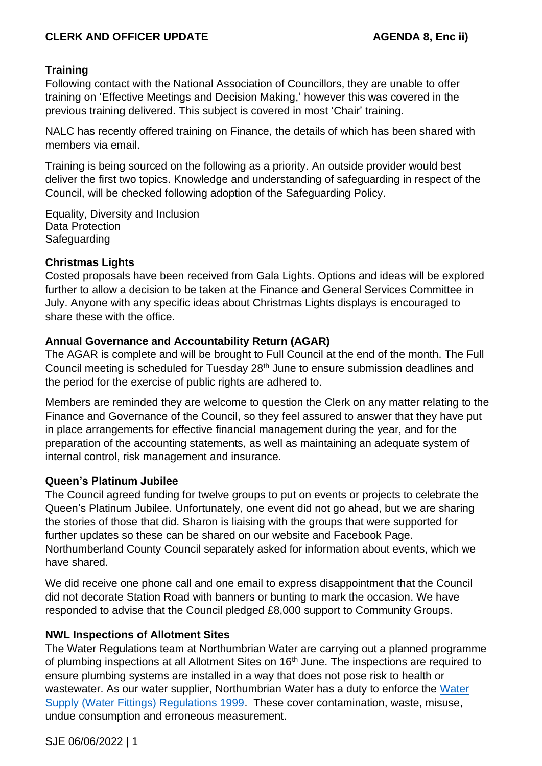**CLERK AND OFFICER UPDATE** **AGENDA 8, Enc ii)**

**Training**

Following contact with the National Association of Councillors, they are unable to offer training on 'Effective Meetings and Decision Making,' however this was covered in the previous training delivered. This subject is covered in most 'Chair' training.

NALC has recently offered training on Finance, the details of which has been shared with members via email.

Training is being sourced on the following as a priority. An outside provider would best deliver the first two topics. Knowledge and understanding of safeguarding in respect of the Council, will be checked following adoption of the Safeguarding Policy.

Equality, Diversity and Inclusion
Data Protection
Safeguarding

**Christmas Lights**

Costed proposals have been received from Gala Lights. Options and ideas will be explored further to allow a decision to be taken at the Finance and General Services Committee in July. Anyone with any specific ideas about Christmas Lights displays is encouraged to share these with the office.

**Annual Governance and Accountability Return (AGAR)**

The AGAR is complete and will be brought to Full Council at the end of the month. The Full Council meeting is scheduled for Tuesday 28th June to ensure submission deadlines and the period for the exercise of public rights are adhered to.

Members are reminded they are welcome to question the Clerk on any matter relating to the Finance and Governance of the Council, so they feel assured to answer that they have put in place arrangements for effective financial management during the year, and for the preparation of the accounting statements, as well as maintaining an adequate system of internal control, risk management and insurance.

**Queen's Platinum Jubilee**

The Council agreed funding for twelve groups to put on events or projects to celebrate the Queen's Platinum Jubilee. Unfortunately, one event did not go ahead, but we are sharing the stories of those that did. Sharon is liaising with the groups that were supported for further updates so these can be shared on our website and Facebook Page. Northumberland County Council separately asked for information about events, which we have shared.

We did receive one phone call and one email to express disappointment that the Council did not decorate Station Road with banners or bunting to mark the occasion. We have responded to advise that the Council pledged £8,000 support to Community Groups.

**NWL Inspections of Allotment Sites**

The Water Regulations team at Northumbrian Water are carrying out a planned programme of plumbing inspections at all Allotment Sites on 16th June. The inspections are required to ensure plumbing systems are installed in a way that does not pose risk to health or wastewater. As our water supplier, Northumbrian Water has a duty to enforce the Water Supply (Water Fittings) Regulations 1999. These cover contamination, waste, misuse, undue consumption and erroneous measurement.

SJE 06/06/2022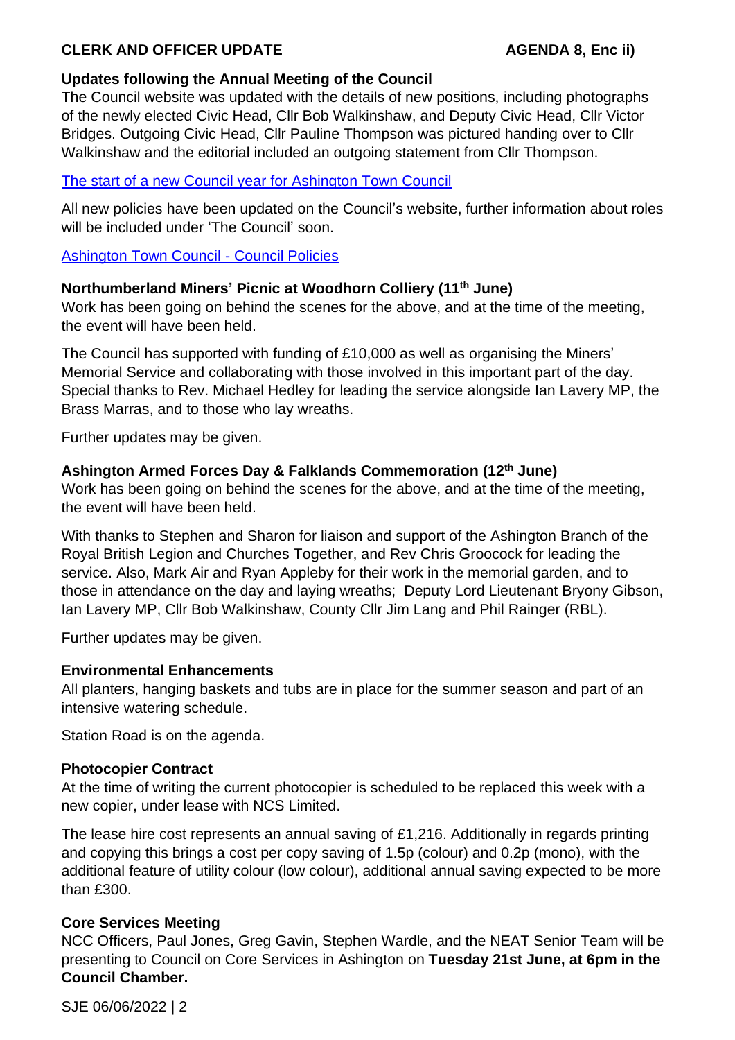**CLERK AND OFFICER UPDATE** **AGENDA 8, Enc ii)**

### Updates following the Annual Meeting of the Council

The Council website was updated with the details of new positions, including photographs of the newly elected Civic Head, Cllr Bob Walkinshaw, and Deputy Civic Head, Cllr Victor Bridges. Outgoing Civic Head, Cllr Pauline Thompson was pictured handing over to Cllr Walkinshaw and the editorial included an outgoing statement from Cllr Thompson.

The start of a new Council year for Ashington Town Council

All new policies have been updated on the Council's website, further information about roles will be included under 'The Council' soon.

Ashington Town Council - Council Policies

### Northumberland Miners' Picnic at Woodhorn Colliery (11th June)

Work has been going on behind the scenes for the above, and at the time of the meeting, the event will have been held.

The Council has supported with funding of £10,000 as well as organising the Miners' Memorial Service and collaborating with those involved in this important part of the day. Special thanks to Rev. Michael Hedley for leading the service alongside Ian Lavery MP, the Brass Marras, and to those who lay wreaths.

Further updates may be given.

### Ashington Armed Forces Day & Falklands Commemoration (12th June)

Work has been going on behind the scenes for the above, and at the time of the meeting, the event will have been held.

With thanks to Stephen and Sharon for liaison and support of the Ashington Branch of the Royal British Legion and Churches Together, and Rev Chris Groocock for leading the service. Also, Mark Air and Ryan Appleby for their work in the memorial garden, and to those in attendance on the day and laying wreaths; Deputy Lord Lieutenant Bryony Gibson, Ian Lavery MP, Cllr Bob Walkinshaw, County Cllr Jim Lang and Phil Rainger (RBL).

Further updates may be given.

### Environmental Enhancements

All planters, hanging baskets and tubs are in place for the summer season and part of an intensive watering schedule.

Station Road is on the agenda.

### Photocopier Contract

At the time of writing the current photocopier is scheduled to be replaced this week with a new copier, under lease with NCS Limited.

The lease hire cost represents an annual saving of £1,216. Additionally in regards printing and copying this brings a cost per copy saving of 1.5p (colour) and 0.2p (mono), with the additional feature of utility colour (low colour), additional annual saving expected to be more than £300.

### Core Services Meeting

NCC Officers, Paul Jones, Greg Gavin, Stephen Wardle, and the NEAT Senior Team will be presenting to Council on Core Services in Ashington on **Tuesday 21st June, at 6pm in the Council Chamber.**

SJE 06/06/2022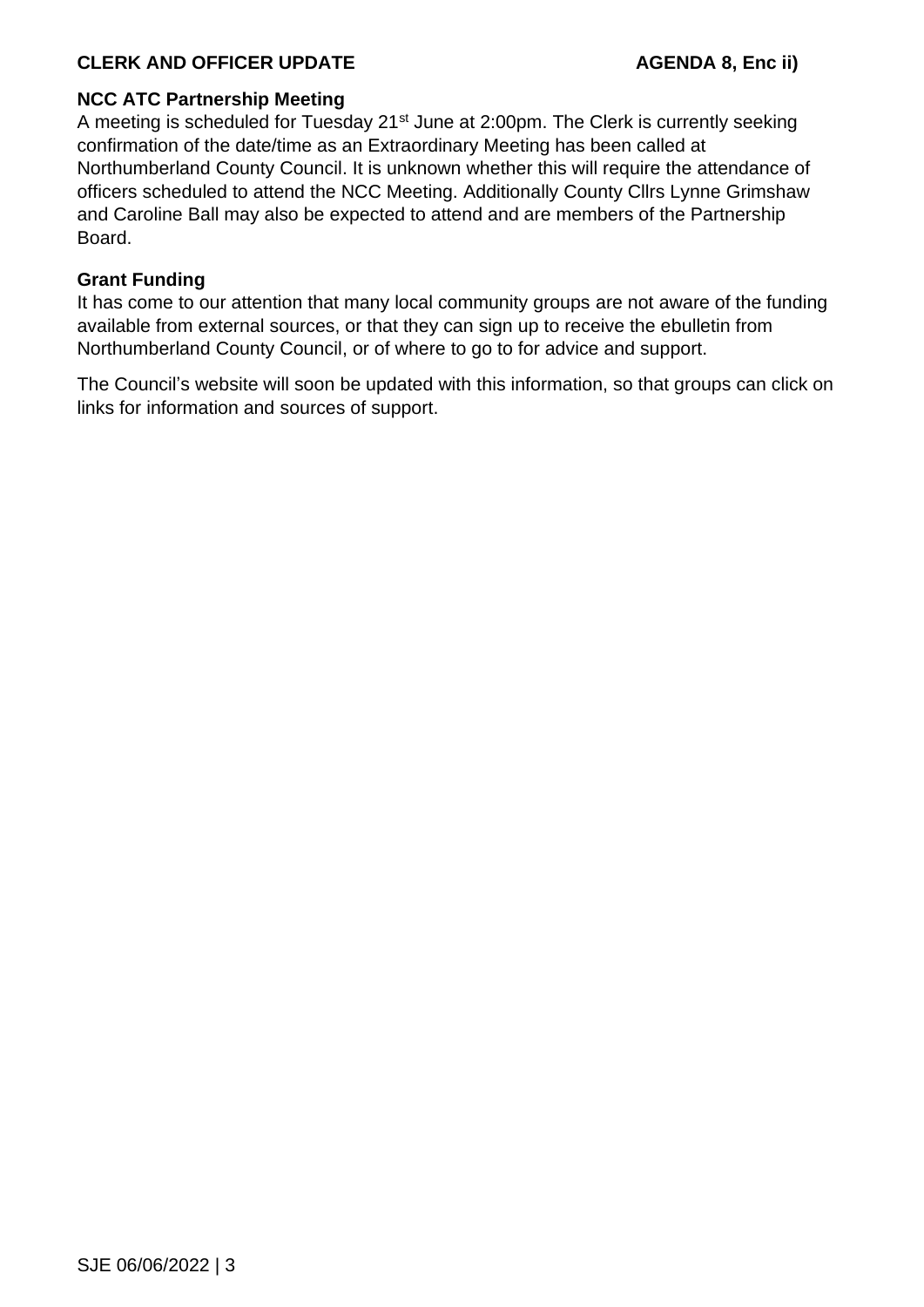**CLERK AND OFFICER UPDATE** **AGENDA 8, Enc ii)**

**NCC ATC Partnership Meeting**

A meeting is scheduled for Tuesday 21st June at 2:00pm. The Clerk is currently seeking confirmation of the date/time as an Extraordinary Meeting has been called at Northumberland County Council. It is unknown whether this will require the attendance of officers scheduled to attend the NCC Meeting. Additionally County Cllrs Lynne Grimshaw and Caroline Ball may also be expected to attend and are members of the Partnership Board.

**Grant Funding**

It has come to our attention that many local community groups are not aware of the funding available from external sources, or that they can sign up to receive the ebulletin from Northumberland County Council, or of where to go to for advice and support.

The Council's website will soon be updated with this information, so that groups can click on links for information and sources of support.